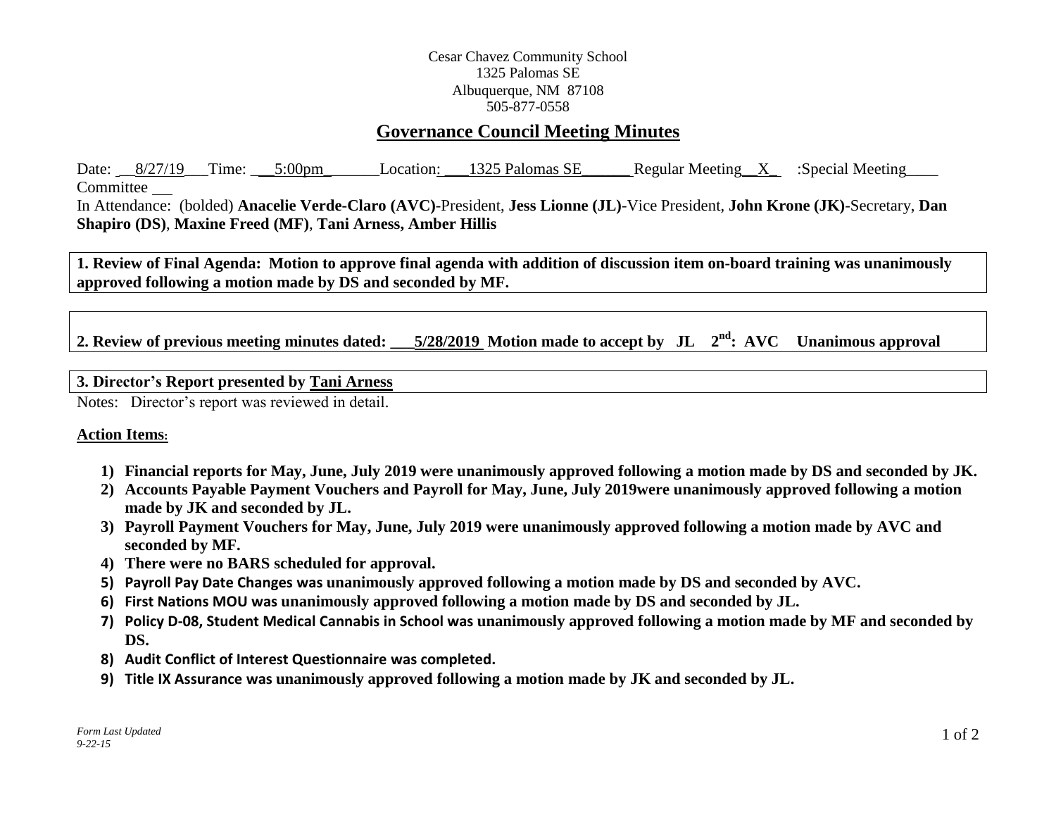Cesar Chavez Community School
1325 Palomas SE
Albuquerque, NM 87108
505-877-0558

## Governance Council Meeting Minutes

Date: 8/27/19 Time: 5:00pm Location: 1325 Palomas SE Regular Meeting X :Special Meeting____ Committee ___

In Attendance: (bolded) **Anacelie Verde-Claro (AVC)**-President, **Jess Lionne (JL)**-Vice President, **John Krone (JK)**-Secretary, **Dan Shapiro (DS)**, **Maxine Freed (MF)**, **Tani Arness, Amber Hillis**

**1. Review of Final Agenda: Motion to approve final agenda with addition of discussion item on-board training was unanimously approved following a motion made by DS and seconded by MF.**

**2. Review of previous meeting minutes dated: 5/28/2019 Motion made to accept by JL 2nd: AVC Unanimous approval**

**3. Director's Report presented by Tani Arness**

Notes: Director's report was reviewed in detail.

**Action Items:**

1) **Financial reports for May, June, July 2019 were unanimously approved following a motion made by DS and seconded by JK.**
2) **Accounts Payable Payment Vouchers and Payroll for May, June, July 2019were unanimously approved following a motion made by JK and seconded by JL.**
3) **Payroll Payment Vouchers for May, June, July 2019 were unanimously approved following a motion made by AVC and seconded by MF.**
4) **There were no BARS scheduled for approval.**
5) **Payroll Pay Date Changes was unanimously approved following a motion made by DS and seconded by AVC.**
6) **First Nations MOU was unanimously approved following a motion made by DS and seconded by JL.**
7) **Policy D-08, Student Medical Cannabis in School was unanimously approved following a motion made by MF and seconded by DS.**
8) **Audit Conflict of Interest Questionnaire was completed.**
9) **Title IX Assurance was unanimously approved following a motion made by JK and seconded by JL.**

*Form Last Updated 9-22-15*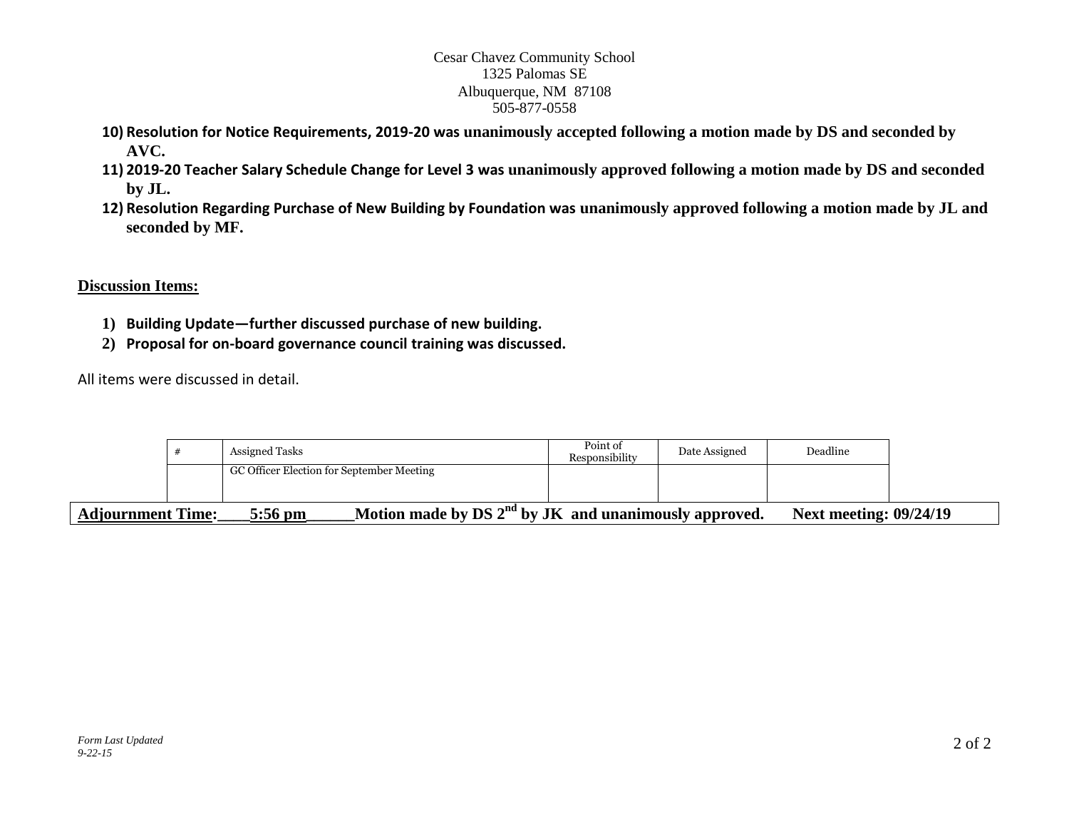Cesar Chavez Community School
1325 Palomas SE
Albuquerque, NM 87108
505-877-0558

10) **Resolution for Notice Requirements, 2019-20 was unanimously accepted following a motion made by DS and seconded by AVC.**
11) **2019-20 Teacher Salary Schedule Change for Level 3 was unanimously approved following a motion made by DS and seconded by JL.**
12) **Resolution Regarding Purchase of New Building by Foundation was unanimously approved following a motion made by JL and seconded by MF.**

**Discussion Items:**

1) **Building Update—further discussed purchase of new building.**
2) **Proposal for on-board governance council training was discussed.**

All items were discussed in detail.

| # | Assigned Tasks | Point of Responsibility | Date Assigned | Deadline |
|---|---|---|---|---|
| | GC Officer Election for September Meeting | | | |

**Adjournment Time:\_\_\_\_5:56 pm\_\_\_\_\_\_Motion made by DS 2nd by JK and unanimously approved. Next meeting: 09/24/19**

*Form Last Updated 9-22-15*